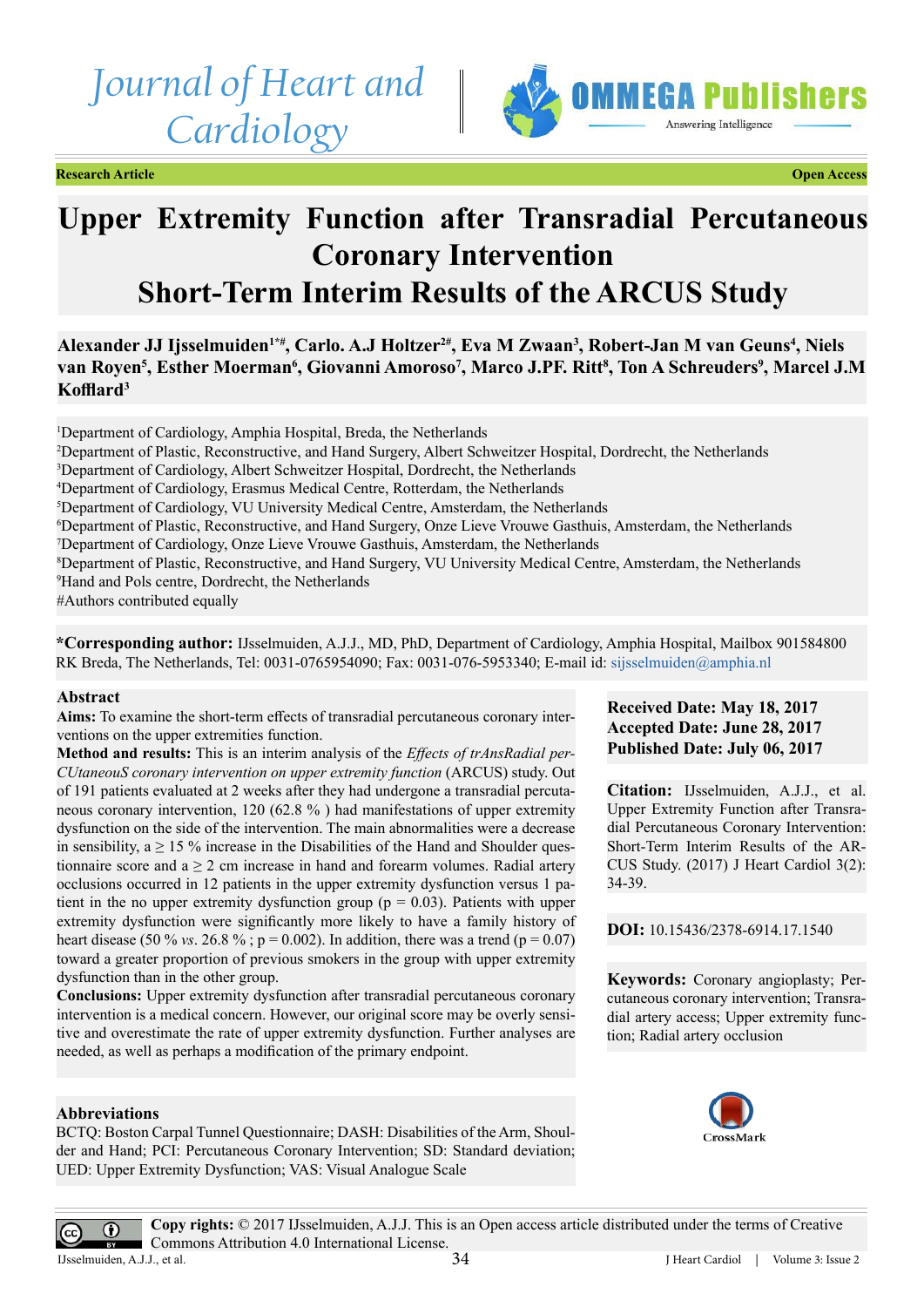Research Article | Open Access

# Upper Extremity Function after Transradial Percutaneous Coronary Intervention
## Short-Term Interim Results of the ARCUS Study

**Alexander JJ Ijsselmuiden[1*#], Carlo. A.J Holtzer[2#], Eva M Zwaan[3], Robert-Jan M van Geuns[4], Niels van Royen[5], Esther Moerman[6], Giovanni Amoroso[7], Marco J.PF. Ritt[8], Ton A Schreuders[9], Marcel J.M Kofflard[3]**

[1]Department of Cardiology, Amphia Hospital, Breda, the Netherlands
[2]Department of Plastic, Reconstructive, and Hand Surgery, Albert Schweitzer Hospital, Dordrecht, the Netherlands
[3]Department of Cardiology, Albert Schweitzer Hospital, Dordrecht, the Netherlands
[4]Department of Cardiology, Erasmus Medical Centre, Rotterdam, the Netherlands
[5]Department of Cardiology, VU University Medical Centre, Amsterdam, the Netherlands
[6]Department of Plastic, Reconstructive, and Hand Surgery, Onze Lieve Vrouwe Gasthuis, Amsterdam, the Netherlands
[7]Department of Cardiology, Onze Lieve Vrouwe Gasthuis, Amsterdam, the Netherlands
[8]Department of Plastic, Reconstructive, and Hand Surgery, VU University Medical Centre, Amsterdam, the Netherlands
[9]Hand and Pols centre, Dordrecht, the Netherlands
#Authors contributed equally

**\*Corresponding author:** IJsselmuiden, A.J.J., MD, PhD, Department of Cardiology, Amphia Hospital, Mailbox 901584800 RK Breda, The Netherlands, Tel: 0031-0765954090; Fax: 0031-076-5953340; E-mail id: sijsselmuiden@amphia.nl

**Received Date: May 18, 2017**
**Accepted Date: June 28, 2017**
**Published Date: July 06, 2017**

**Citation:** IJsselmuiden, A.J.J., et al. Upper Extremity Function after Transradial Percutaneous Coronary Intervention: Short-Term Interim Results of the ARCUS Study. (2017) J Heart Cardiol 3(2): 34-39.

**DOI:** 10.15436/2378-6914.17.1540

## Abstract

**Aims:** To examine the short-term effects of transradial percutaneous coronary interventions on the upper extremities function.

**Method and results:** This is an interim analysis of the *Effects of trAnsRadial perCUtaneouS coronary intervention on upper extremity function* (ARCUS) study. Out of 191 patients evaluated at 2 weeks after they had undergone a transradial percutaneous coronary intervention, 120 (62.8 % ) had manifestations of upper extremity dysfunction on the side of the intervention. The main abnormalities were a decrease in sensibility, a ≥ 15 % increase in the Disabilities of the Hand and Shoulder questionnaire score and a ≥ 2 cm increase in hand and forearm volumes. Radial artery occlusions occurred in 12 patients in the upper extremity dysfunction versus 1 patient in the no upper extremity dysfunction group ($p = 0.03$). Patients with upper extremity dysfunction were significantly more likely to have a family history of heart disease (50 % *vs*. 26.8 % ; $p = 0.002$). In addition, there was a trend ($p = 0.07$) toward a greater proportion of previous smokers in the group with upper extremity dysfunction than in the other group.

**Conclusions:** Upper extremity dysfunction after transradial percutaneous coronary intervention is a medical concern. However, our original score may be overly sensitive and overestimate the rate of upper extremity dysfunction. Further analyses are needed, as well as perhaps a modification of the primary endpoint.

**Keywords:** Coronary angioplasty; Percutaneous coronary intervention; Transradial artery access; Upper extremity function; Radial artery occlusion

## Abbreviations

BCTQ: Boston Carpal Tunnel Questionnaire; DASH: Disabilities of the Arm, Shoulder and Hand; PCI: Percutaneous Coronary Intervention; SD: Standard deviation; UED: Upper Extremity Dysfunction; VAS: Visual Analogue Scale

**Copy rights:** © 2017 IJsselmuiden, A.J.J. This is an Open access article distributed under the terms of Creative Commons Attribution 4.0 International License.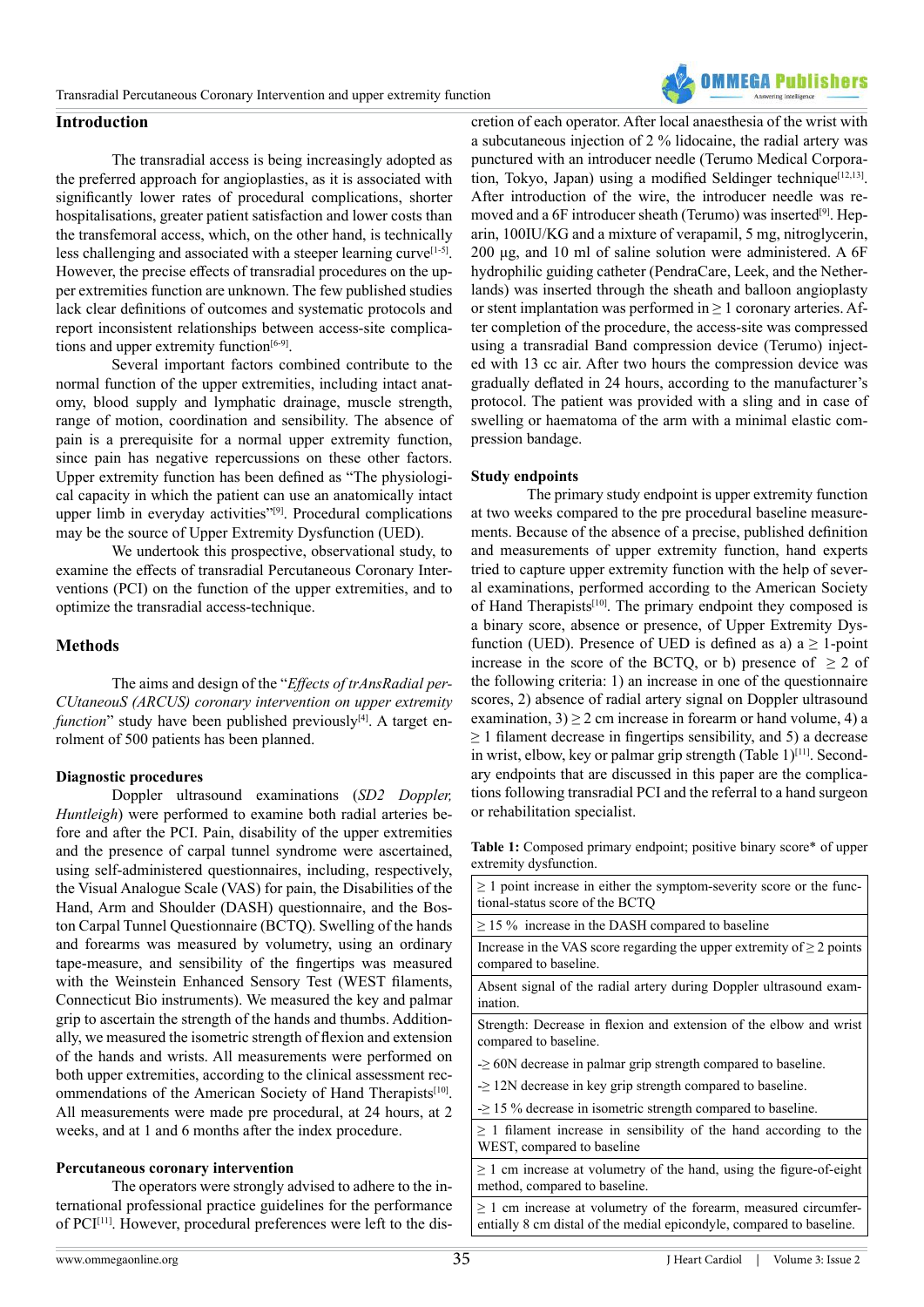## Introduction

The transradial access is being increasingly adopted as the preferred approach for angioplasties, as it is associated with significantly lower rates of procedural complications, shorter hospitalisations, greater patient satisfaction and lower costs than the transfemoral access, which, on the other hand, is technically less challenging and associated with a steeper learning curve[1-5]. However, the precise effects of transradial procedures on the upper extremities function are unknown. The few published studies lack clear definitions of outcomes and systematic protocols and report inconsistent relationships between access-site complications and upper extremity function[6-9].

Several important factors combined contribute to the normal function of the upper extremities, including intact anatomy, blood supply and lymphatic drainage, muscle strength, range of motion, coordination and sensibility. The absence of pain is a prerequisite for a normal upper extremity function, since pain has negative repercussions on these other factors. Upper extremity function has been defined as "The physiological capacity in which the patient can use an anatomically intact upper limb in everyday activities"[9]. Procedural complications may be the source of Upper Extremity Dysfunction (UED).

We undertook this prospective, observational study, to examine the effects of transradial Percutaneous Coronary Interventions (PCI) on the function of the upper extremities, and to optimize the transradial access-technique.

## Methods

The aims and design of the "*Effects of trAnsRadial perCUtaneouS (ARCUS) coronary intervention on upper extremity function*" study have been published previously[4]. A target enrolment of 500 patients has been planned.

### Diagnostic procedures

Doppler ultrasound examinations (*SD2 Doppler, Huntleigh*) were performed to examine both radial arteries before and after the PCI. Pain, disability of the upper extremities and the presence of carpal tunnel syndrome were ascertained, using self-administered questionnaires, including, respectively, the Visual Analogue Scale (VAS) for pain, the Disabilities of the Hand, Arm and Shoulder (DASH) questionnaire, and the Boston Carpal Tunnel Questionnaire (BCTQ). Swelling of the hands and forearms was measured by volumetry, using an ordinary tape-measure, and sensibility of the fingertips was measured with the Weinstein Enhanced Sensory Test (WEST filaments, Connecticut Bio instruments). We measured the key and palmar grip to ascertain the strength of the hands and thumbs. Additionally, we measured the isometric strength of flexion and extension of the hands and wrists. All measurements were performed on both upper extremities, according to the clinical assessment recommendations of the American Society of Hand Therapists[10]. All measurements were made pre procedural, at 24 hours, at 2 weeks, and at 1 and 6 months after the index procedure.

### Percutaneous coronary intervention

The operators were strongly advised to adhere to the international professional practice guidelines for the performance of PCI[11]. However, procedural preferences were left to the discretion of each operator. After local anaesthesia of the wrist with a subcutaneous injection of 2 % lidocaine, the radial artery was punctured with an introducer needle (Terumo Medical Corporation, Tokyo, Japan) using a modified Seldinger technique[12,13]. After introduction of the wire, the introducer needle was removed and a 6F introducer sheath (Terumo) was inserted[9]. Heparin, 100IU/KG and a mixture of verapamil, 5 mg, nitroglycerin, 200 µg, and 10 ml of saline solution were administered. A 6F hydrophilic guiding catheter (PendraCare, Leek, and the Netherlands) was inserted through the sheath and balloon angioplasty or stent implantation was performed in ≥ 1 coronary arteries. After completion of the procedure, the access-site was compressed using a transradial Band compression device (Terumo) injected with 13 cc air. After two hours the compression device was gradually deflated in 24 hours, according to the manufacturer's protocol. The patient was provided with a sling and in case of swelling or haematoma of the arm with a minimal elastic compression bandage.

### Study endpoints

The primary study endpoint is upper extremity function at two weeks compared to the pre procedural baseline measurements. Because of the absence of a precise, published definition and measurements of upper extremity function, hand experts tried to capture upper extremity function with the help of several examinations, performed according to the American Society of Hand Therapists[10]. The primary endpoint they composed is a binary score, absence or presence, of Upper Extremity Dysfunction (UED). Presence of UED is defined as a) a ≥ 1-point increase in the score of the BCTQ, or b) presence of ≥ 2 of the following criteria: 1) an increase in one of the questionnaire scores, 2) absence of radial artery signal on Doppler ultrasound examination, 3) ≥ 2 cm increase in forearm or hand volume, 4) a ≥ 1 filament decrease in fingertips sensibility, and 5) a decrease in wrist, elbow, key or palmar grip strength (Table 1)[11]. Secondary endpoints that are discussed in this paper are the complications following transradial PCI and the referral to a hand surgeon or rehabilitation specialist.

**Table 1:** Composed primary endpoint; positive binary score* of upper extremity dysfunction.

| |
|---|
| ≥ 1 point increase in either the symptom-severity score or the functional-status score of the BCTQ |
| ≥ 15 % increase in the DASH compared to baseline |
| Increase in the VAS score regarding the upper extremity of ≥ 2 points compared to baseline. |
| Absent signal of the radial artery during Doppler ultrasound examination. |
| Strength: Decrease in flexion and extension of the elbow and wrist compared to baseline. |
| -≥ 60N decrease in palmar grip strength compared to baseline. |
| -≥ 12N decrease in key grip strength compared to baseline. |
| -≥ 15 % decrease in isometric strength compared to baseline. |
| ≥ 1 filament increase in sensibility of the hand according to the WEST, compared to baseline |
| ≥ 1 cm increase at volumetry of the hand, using the figure-of-eight method, compared to baseline. |
| ≥ 1 cm increase at volumetry of the forearm, measured circumferentially 8 cm distal of the medial epicondyle, compared to baseline. |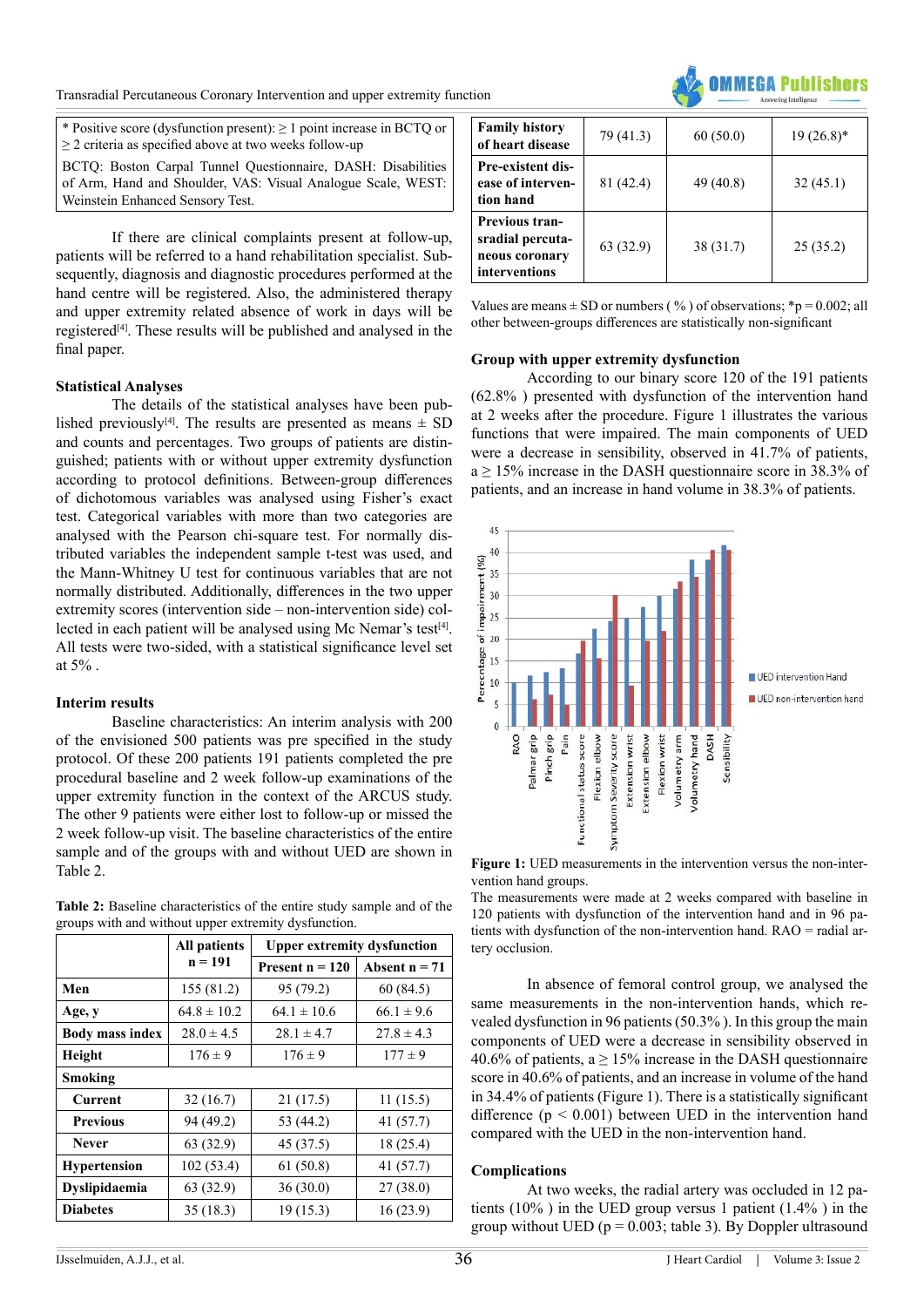| * Positive score (dysfunction present): ≥ 1 point increase in BCTQ or ≥ 2 criteria as specified above at two weeks follow-up |
|---|
| BCTQ: Boston Carpal Tunnel Questionnaire, DASH: Disabilities of Arm, Hand and Shoulder, VAS: Visual Analogue Scale, WEST: Weinstein Enhanced Sensory Test. |

If there are clinical complaints present at follow-up, patients will be referred to a hand rehabilitation specialist. Subsequently, diagnosis and diagnostic procedures performed at the hand centre will be registered. Also, the administered therapy and upper extremity related absence of work in days will be registered[4]. These results will be published and analysed in the final paper.

### Statistical Analyses

The details of the statistical analyses have been published previously[4]. The results are presented as means ± SD and counts and percentages. Two groups of patients are distinguished; patients with or without upper extremity dysfunction according to protocol definitions. Between-group differences of dichotomous variables was analysed using Fisher's exact test. Categorical variables with more than two categories are analysed with the Pearson chi-square test. For normally distributed variables the independent sample t-test was used, and the Mann-Whitney U test for continuous variables that are not normally distributed. Additionally, differences in the two upper extremity scores (intervention side – non-intervention side) collected in each patient will be analysed using Mc Nemar's test[4]. All tests were two-sided, with a statistical significance level set at 5% .

### Interim results

Baseline characteristics: An interim analysis with 200 of the envisioned 500 patients was pre specified in the study protocol. Of these 200 patients 191 patients completed the pre procedural baseline and 2 week follow-up examinations of the upper extremity function in the context of the ARCUS study. The other 9 patients were either lost to follow-up or missed the 2 week follow-up visit. The baseline characteristics of the entire sample and of the groups with and without UED are shown in Table 2.

**Table 2:** Baseline characteristics of the entire study sample and of the groups with and without upper extremity dysfunction.

| | All patients n = 191 | Upper extremity dysfunction | |
|---|---|---|---|
| | | Present n = 120 | Absent n = 71 |
| **Men** | 155 (81.2) | 95 (79.2) | 60 (84.5) |
| **Age, y** | 64.8 ± 10.2 | 64.1 ± 10.6 | 66.1 ± 9.6 |
| **Body mass index** | 28.0 ± 4.5 | 28.1 ± 4.7 | 27.8 ± 4.3 |
| **Height** | 176 ± 9 | 176 ± 9 | 177 ± 9 |
| **Smoking** | | | |
| **Current** | 32 (16.7) | 21 (17.5) | 11 (15.5) |
| **Previous** | 94 (49.2) | 53 (44.2) | 41 (57.7) |
| **Never** | 63 (32.9) | 45 (37.5) | 18 (25.4) |
| **Hypertension** | 102 (53.4) | 61 (50.8) | 41 (57.7) |
| **Dyslipidaemia** | 63 (32.9) | 36 (30.0) | 27 (38.0) |
| **Diabetes** | 35 (18.3) | 19 (15.3) | 16 (23.9) |
| **Family history of heart disease** | 79 (41.3) | 60 (50.0) | 19 (26.8)* |
| **Pre-existent disease of intervention hand** | 81 (42.4) | 49 (40.8) | 32 (45.1) |
| **Previous transradial percutaneous coronary interventions** | 63 (32.9) | 38 (31.7) | 25 (35.2) |

Values are means ± SD or numbers ( % ) of observations; *p = 0.002; all other between-groups differences are statistically non-significant

### Group with upper extremity dysfunction

According to our binary score 120 of the 191 patients (62.8% ) presented with dysfunction of the intervention hand at 2 weeks after the procedure. Figure 1 illustrates the various functions that were impaired. The main components of UED were a decrease in sensibility, observed in 41.7% of patients, a ≥ 15% increase in the DASH questionnaire score in 38.3% of patients, and an increase in hand volume in 38.3% of patients.

**Figure 1:** UED measurements in the intervention versus the non-intervention hand groups.
The measurements were made at 2 weeks compared with baseline in 120 patients with dysfunction of the intervention hand and in 96 patients with dysfunction of the non-intervention hand. RAO = radial artery occlusion.

In absence of femoral control group, we analysed the same measurements in the non-intervention hands, which revealed dysfunction in 96 patients (50.3% ). In this group the main components of UED were a decrease in sensibility observed in 40.6% of patients, a ≥ 15% increase in the DASH questionnaire score in 40.6% of patients, and an increase in volume of the hand in 34.4% of patients (Figure 1). There is a statistically significant difference (p < 0.001) between UED in the intervention hand compared with the UED in the non-intervention hand.

### Complications

At two weeks, the radial artery was occluded in 12 patients (10% ) in the UED group versus 1 patient (1.4% ) in the group without UED (p = 0.003; table 3). By Doppler ultrasound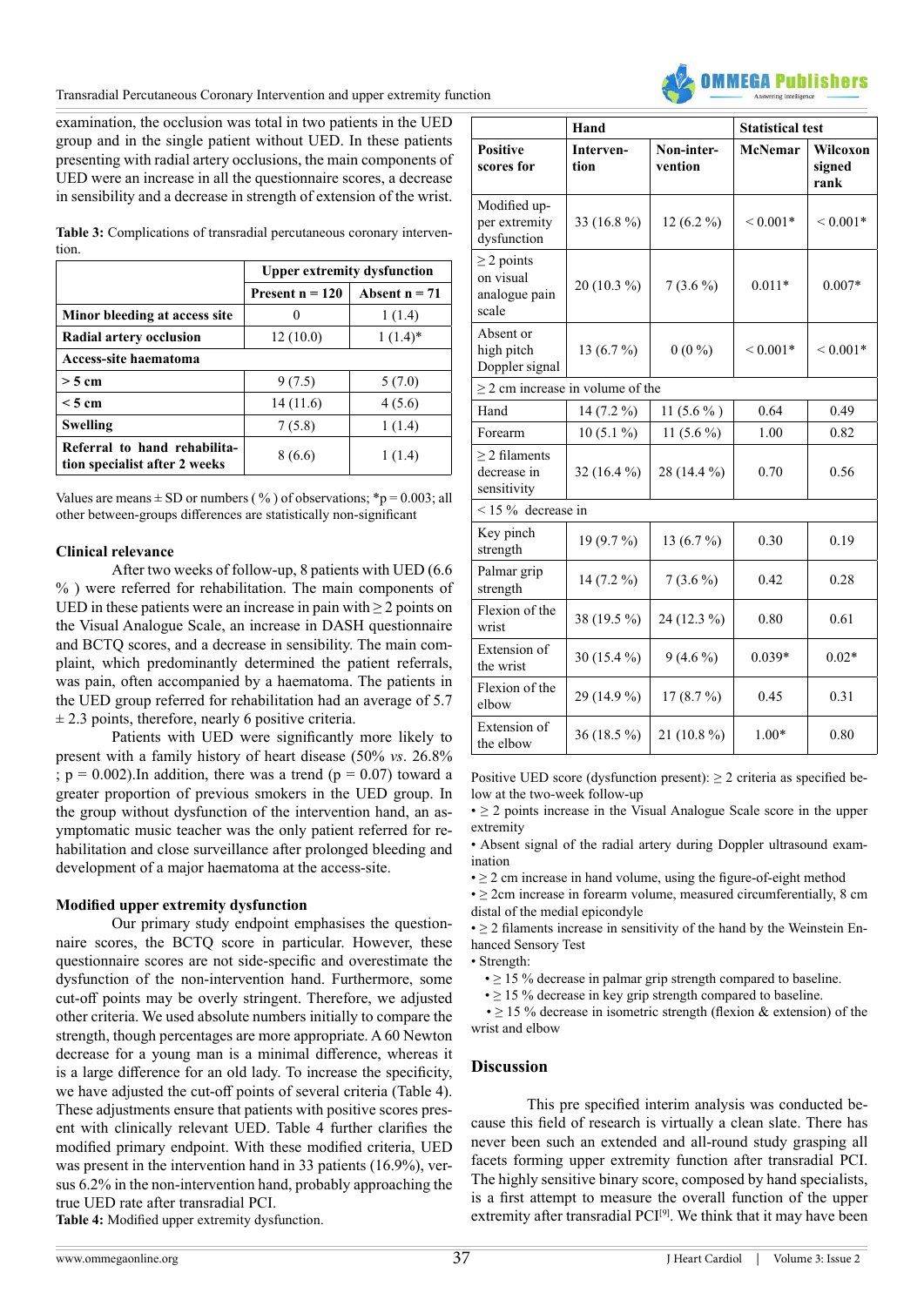examination, the occlusion was total in two patients in the UED group and in the single patient without UED. In these patients presenting with radial artery occlusions, the main components of UED were an increase in all the questionnaire scores, a decrease in sensibility and a decrease in strength of extension of the wrist.

**Table 3:** Complications of transradial percutaneous coronary intervention.

| | Upper extremity dysfunction | |
|---|---|---|
| | **Present n = 120** | **Absent n = 71** |
| **Minor bleeding at access site** | 0 | 1 (1.4) |
| **Radial artery occlusion** | 12 (10.0) | 1 (1.4)* |
| **Access-site haematoma** | | |
| **> 5 cm** | 9 (7.5) | 5 (7.0) |
| **< 5 cm** | 14 (11.6) | 4 (5.6) |
| **Swelling** | 7 (5.8) | 1 (1.4) |
| **Referral to hand rehabilitation specialist after 2 weeks** | 8 (6.6) | 1 (1.4) |

Values are means ± SD or numbers ( % ) of observations; *p = 0.003; all other between-groups differences are statistically non-significant

### Clinical relevance

After two weeks of follow-up, 8 patients with UED (6.6 % ) were referred for rehabilitation. The main components of UED in these patients were an increase in pain with ≥ 2 points on the Visual Analogue Scale, an increase in DASH questionnaire and BCTQ scores, and a decrease in sensibility. The main complaint, which predominantly determined the patient referrals, was pain, often accompanied by a haematoma. The patients in the UED group referred for rehabilitation had an average of 5.7 ± 2.3 points, therefore, nearly 6 positive criteria.

Patients with UED were significantly more likely to present with a family history of heart disease (50% *vs*. 26.8% ; p = 0.002).In addition, there was a trend (p = 0.07) toward a greater proportion of previous smokers in the UED group. In the group without dysfunction of the intervention hand, an asymptomatic music teacher was the only patient referred for rehabilitation and close surveillance after prolonged bleeding and development of a major haematoma at the access-site.

### Modified upper extremity dysfunction

Our primary study endpoint emphasises the questionnaire scores, the BCTQ score in particular. However, these questionnaire scores are not side-specific and overestimate the dysfunction of the non-intervention hand. Furthermore, some cut-off points may be overly stringent. Therefore, we adjusted other criteria. We used absolute numbers initially to compare the strength, though percentages are more appropriate. A 60 Newton decrease for a young man is a minimal difference, whereas it is a large difference for an old lady. To increase the specificity, we have adjusted the cut-off points of several criteria (Table 4). These adjustments ensure that patients with positive scores present with clinically relevant UED. Table 4 further clarifies the modified primary endpoint. With these modified criteria, UED was present in the intervention hand in 33 patients (16.9%), versus 6.2% in the non-intervention hand, probably approaching the true UED rate after transradial PCI.

**Table 4:** Modified upper extremity dysfunction.

| | Hand | | Statistical test | |
|---|---|---|---|---|
| **Positive scores for** | **Intervention** | **Non-intervention** | **McNemar** | **Wilcoxon signed rank** |
| Modified upper extremity dysfunction | 33 (16.8 %) | 12 (6.2 %) | < 0.001* | < 0.001* |
| ≥ 2 points on visual analogue pain scale | 20 (10.3 %) | 7 (3.6 %) | 0.011* | 0.007* |
| Absent or high pitch Doppler signal | 13 (6.7 %) | 0 (0 %) | < 0.001* | < 0.001* |
| ≥ 2 cm increase in volume of the | | | | |
| Hand | 14 (7.2 %) | 11 (5.6 % ) | 0.64 | 0.49 |
| Forearm | 10 (5.1 %) | 11 (5.6 %) | 1.00 | 0.82 |
| ≥ 2 filaments decrease in sensitivity | 32 (16.4 %) | 28 (14.4 %) | 0.70 | 0.56 |
| < 15 % decrease in | | | | |
| Key pinch strength | 19 (9.7 %) | 13 (6.7 %) | 0.30 | 0.19 |
| Palmar grip strength | 14 (7.2 %) | 7 (3.6 %) | 0.42 | 0.28 |
| Flexion of the wrist | 38 (19.5 %) | 24 (12.3 %) | 0.80 | 0.61 |
| Extension of the wrist | 30 (15.4 %) | 9 (4.6 %) | 0.039* | 0.02* |
| Flexion of the elbow | 29 (14.9 %) | 17 (8.7 %) | 0.45 | 0.31 |
| Extension of the elbow | 36 (18.5 %) | 21 (10.8 %) | 1.00* | 0.80 |

Positive UED score (dysfunction present): ≥ 2 criteria as specified below at the two-week follow-up

- ≥ 2 points increase in the Visual Analogue Scale score in the upper extremity
- Absent signal of the radial artery during Doppler ultrasound examination
- ≥ 2 cm increase in hand volume, using the figure-of-eight method
- ≥ 2cm increase in forearm volume, measured circumferentially, 8 cm distal of the medial epicondyle
- ≥ 2 filaments increase in sensitivity of the hand by the Weinstein Enhanced Sensory Test
- Strength:
  - ≥ 15 % decrease in palmar grip strength compared to baseline.
  - ≥ 15 % decrease in key grip strength compared to baseline.
  - ≥ 15 % decrease in isometric strength (flexion & extension) of the wrist and elbow

## Discussion

This pre specified interim analysis was conducted because this field of research is virtually a clean slate. There has never been such an extended and all-round study grasping all facets forming upper extremity function after transradial PCI. The highly sensitive binary score, composed by hand specialists, is a first attempt to measure the overall function of the upper extremity after transradial PCI[9]. We think that it may have been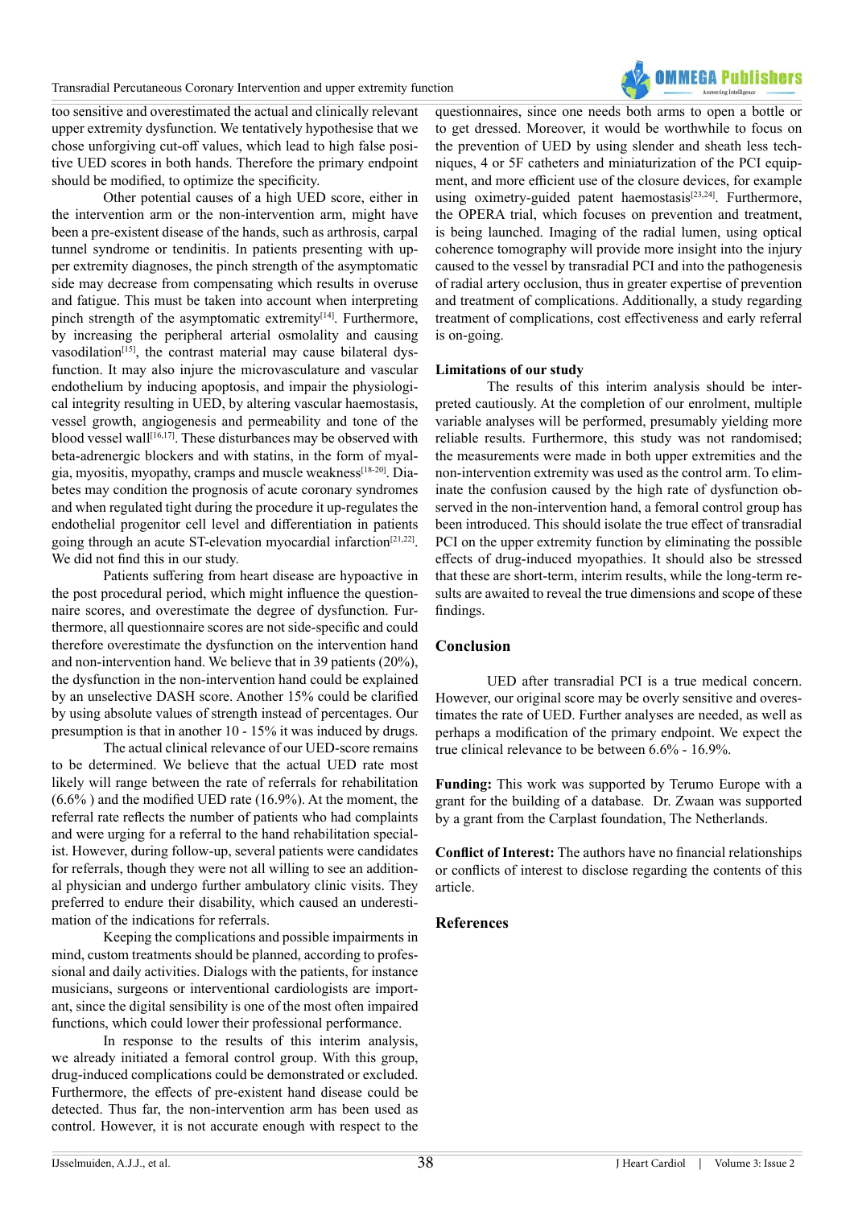too sensitive and overestimated the actual and clinically relevant upper extremity dysfunction. We tentatively hypothesise that we chose unforgiving cut-off values, which lead to high false positive UED scores in both hands. Therefore the primary endpoint should be modified, to optimize the specificity.

Other potential causes of a high UED score, either in the intervention arm or the non-intervention arm, might have been a pre-existent disease of the hands, such as arthrosis, carpal tunnel syndrome or tendinitis. In patients presenting with upper extremity diagnoses, the pinch strength of the asymptomatic side may decrease from compensating which results in overuse and fatigue. This must be taken into account when interpreting pinch strength of the asymptomatic extremity[14]. Furthermore, by increasing the peripheral arterial osmolality and causing vasodilation[15], the contrast material may cause bilateral dysfunction. It may also injure the microvasculature and vascular endothelium by inducing apoptosis, and impair the physiological integrity resulting in UED, by altering vascular haemostasis, vessel growth, angiogenesis and permeability and tone of the blood vessel wall[16,17]. These disturbances may be observed with beta-adrenergic blockers and with statins, in the form of myalgia, myositis, myopathy, cramps and muscle weakness[18-20]. Diabetes may condition the prognosis of acute coronary syndromes and when regulated tight during the procedure it up-regulates the endothelial progenitor cell level and differentiation in patients going through an acute ST-elevation myocardial infarction[21,22]. We did not find this in our study.

Patients suffering from heart disease are hypoactive in the post procedural period, which might influence the questionnaire scores, and overestimate the degree of dysfunction. Furthermore, all questionnaire scores are not side-specific and could therefore overestimate the dysfunction on the intervention hand and non-intervention hand. We believe that in 39 patients (20%), the dysfunction in the non-intervention hand could be explained by an unselective DASH score. Another 15% could be clarified by using absolute values of strength instead of percentages. Our presumption is that in another 10 - 15% it was induced by drugs.

The actual clinical relevance of our UED-score remains to be determined. We believe that the actual UED rate most likely will range between the rate of referrals for rehabilitation (6.6% ) and the modified UED rate (16.9%). At the moment, the referral rate reflects the number of patients who had complaints and were urging for a referral to the hand rehabilitation specialist. However, during follow-up, several patients were candidates for referrals, though they were not all willing to see an additional physician and undergo further ambulatory clinic visits. They preferred to endure their disability, which caused an underestimation of the indications for referrals.

Keeping the complications and possible impairments in mind, custom treatments should be planned, according to professional and daily activities. Dialogs with the patients, for instance musicians, surgeons or interventional cardiologists are important, since the digital sensibility is one of the most often impaired functions, which could lower their professional performance.

In response to the results of this interim analysis, we already initiated a femoral control group. With this group, drug-induced complications could be demonstrated or excluded. Furthermore, the effects of pre-existent hand disease could be detected. Thus far, the non-intervention arm has been used as control. However, it is not accurate enough with respect to the questionnaires, since one needs both arms to open a bottle or to get dressed. Moreover, it would be worthwhile to focus on the prevention of UED by using slender and sheath less techniques, 4 or 5F catheters and miniaturization of the PCI equipment, and more efficient use of the closure devices, for example using oximetry-guided patent haemostasis[23,24]. Furthermore, the OPERA trial, which focuses on prevention and treatment, is being launched. Imaging of the radial lumen, using optical coherence tomography will provide more insight into the injury caused to the vessel by transradial PCI and into the pathogenesis of radial artery occlusion, thus in greater expertise of prevention and treatment of complications. Additionally, a study regarding treatment of complications, cost effectiveness and early referral is on-going.

### Limitations of our study

The results of this interim analysis should be interpreted cautiously. At the completion of our enrolment, multiple variable analyses will be performed, presumably yielding more reliable results. Furthermore, this study was not randomised; the measurements were made in both upper extremities and the non-intervention extremity was used as the control arm. To eliminate the confusion caused by the high rate of dysfunction observed in the non-intervention hand, a femoral control group has been introduced. This should isolate the true effect of transradial PCI on the upper extremity function by eliminating the possible effects of drug-induced myopathies. It should also be stressed that these are short-term, interim results, while the long-term results are awaited to reveal the true dimensions and scope of these findings.

## Conclusion

UED after transradial PCI is a true medical concern. However, our original score may be overly sensitive and overestimates the rate of UED. Further analyses are needed, as well as perhaps a modification of the primary endpoint. We expect the true clinical relevance to be between 6.6% - 16.9%.

**Funding:** This work was supported by Terumo Europe with a grant for the building of a database. Dr. Zwaan was supported by a grant from the Carplast foundation, The Netherlands.

**Conflict of Interest:** The authors have no financial relationships or conflicts of interest to disclose regarding the contents of this article.

## References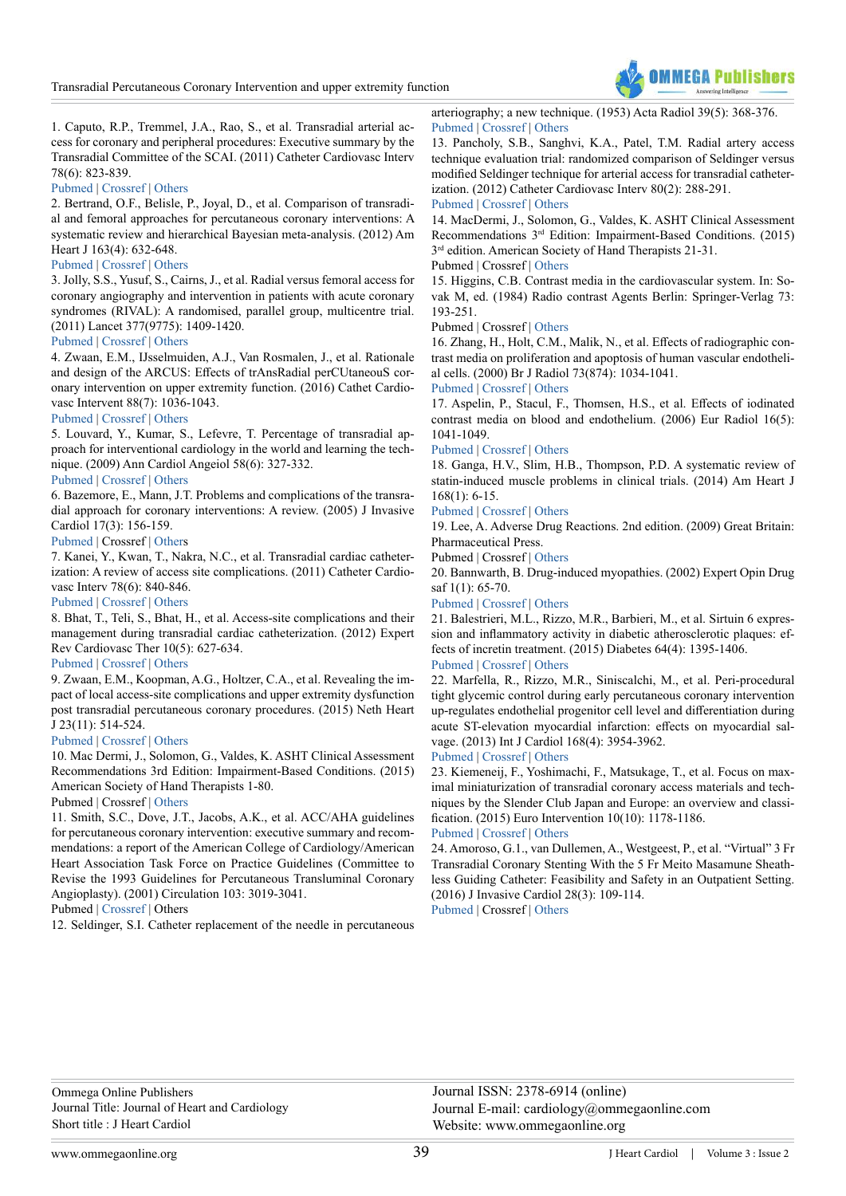1. Caputo, R.P., Tremmel, J.A., Rao, S., et al. Transradial arterial access for coronary and peripheral procedures: Executive summary by the Transradial Committee of the SCAI. (2011) Catheter Cardiovasc Interv 78(6): 823-839.
Pubmed | Crossref | Others

2. Bertrand, O.F., Belisle, P., Joyal, D., et al. Comparison of transradial and femoral approaches for percutaneous coronary interventions: A systematic review and hierarchical Bayesian meta-analysis. (2012) Am Heart J 163(4): 632-648.
Pubmed | Crossref | Others

3. Jolly, S.S., Yusuf, S., Cairns, J., et al. Radial versus femoral access for coronary angiography and intervention in patients with acute coronary syndromes (RIVAL): A randomised, parallel group, multicentre trial. (2011) Lancet 377(9775): 1409-1420.
Pubmed | Crossref | Others

4. Zwaan, E.M., IJsselmuiden, A.J., Van Rosmalen, J., et al. Rationale and design of the ARCUS: Effects of trAnsRadial perCUtaneouS coronary intervention on upper extremity function. (2016) Cathet Cardiovasc Intervent 88(7): 1036-1043.
Pubmed | Crossref | Others

5. Louvard, Y., Kumar, S., Lefevre, T. Percentage of transradial approach for interventional cardiology in the world and learning the technique. (2009) Ann Cardiol Angeiol 58(6): 327-332.
Pubmed | Crossref | Others

6. Bazemore, E., Mann, J.T. Problems and complications of the transradial approach for coronary interventions: A review. (2005) J Invasive Cardiol 17(3): 156-159.
Pubmed | Crossref | Others

7. Kanei, Y., Kwan, T., Nakra, N.C., et al. Transradial cardiac catheterization: A review of access site complications. (2011) Catheter Cardiovasc Interv 78(6): 840-846.
Pubmed | Crossref | Others

8. Bhat, T., Teli, S., Bhat, H., et al. Access-site complications and their management during transradial cardiac catheterization. (2012) Expert Rev Cardiovasc Ther 10(5): 627-634.
Pubmed | Crossref | Others

9. Zwaan, E.M., Koopman, A.G., Holtzer, C.A., et al. Revealing the impact of local access-site complications and upper extremity dysfunction post transradial percutaneous coronary procedures. (2015) Neth Heart J 23(11): 514-524.
Pubmed | Crossref | Others

10. Mac Dermi, J., Solomon, G., Valdes, K. ASHT Clinical Assessment Recommendations 3rd Edition: Impairment-Based Conditions. (2015) American Society of Hand Therapists 1-80.
Pubmed | Crossref | Others

11. Smith, S.C., Dove, J.T., Jacobs, A.K., et al. ACC/AHA guidelines for percutaneous coronary intervention: executive summary and recommendations: a report of the American College of Cardiology/American Heart Association Task Force on Practice Guidelines (Committee to Revise the 1993 Guidelines for Percutaneous Transluminal Coronary Angioplasty). (2001) Circulation 103: 3019-3041.
Pubmed | Crossref | Others

12. Seldinger, S.I. Catheter replacement of the needle in percutaneous arteriography; a new technique. (1953) Acta Radiol 39(5): 368-376.
Pubmed | Crossref | Others

13. Pancholy, S.B., Sanghvi, K.A., Patel, T.M. Radial artery access technique evaluation trial: randomized comparison of Seldinger versus modified Seldinger technique for arterial access for transradial catheterization. (2012) Catheter Cardiovasc Interv 80(2): 288-291.
Pubmed | Crossref | Others

14. MacDermi, J., Solomon, G., Valdes, K. ASHT Clinical Assessment Recommendations 3rd Edition: Impairment-Based Conditions. (2015) 3rd edition. American Society of Hand Therapists 21-31.
Pubmed | Crossref | Others

15. Higgins, C.B. Contrast media in the cardiovascular system. In: Sovak M, ed. (1984) Radio contrast Agents Berlin: Springer-Verlag 73: 193-251.
Pubmed | Crossref | Others

16. Zhang, H., Holt, C.M., Malik, N., et al. Effects of radiographic contrast media on proliferation and apoptosis of human vascular endothelial cells. (2000) Br J Radiol 73(874): 1034-1041.
Pubmed | Crossref | Others

17. Aspelin, P., Stacul, F., Thomsen, H.S., et al. Effects of iodinated contrast media on blood and endothelium. (2006) Eur Radiol 16(5): 1041-1049.
Pubmed | Crossref | Others

18. Ganga, H.V., Slim, H.B., Thompson, P.D. A systematic review of statin-induced muscle problems in clinical trials. (2014) Am Heart J 168(1): 6-15.
Pubmed | Crossref | Others

19. Lee, A. Adverse Drug Reactions. 2nd edition. (2009) Great Britain: Pharmaceutical Press.
Pubmed | Crossref | Others

20. Bannwarth, B. Drug-induced myopathies. (2002) Expert Opin Drug saf 1(1): 65-70.
Pubmed | Crossref | Others

21. Balestrieri, M.L., Rizzo, M.R., Barbieri, M., et al. Sirtuin 6 expression and inflammatory activity in diabetic atherosclerotic plaques: effects of incretin treatment. (2015) Diabetes 64(4): 1395-1406.
Pubmed | Crossref | Others

22. Marfella, R., Rizzo, M.R., Siniscalchi, M., et al. Peri-procedural tight glycemic control during early percutaneous coronary intervention up-regulates endothelial progenitor cell level and differentiation during acute ST-elevation myocardial infarction: effects on myocardial salvage. (2013) Int J Cardiol 168(4): 3954-3962.
Pubmed | Crossref | Others

23. Kiemeneij, F., Yoshimachi, F., Matsukage, T., et al. Focus on maximal miniaturization of transradial coronary access materials and techniques by the Slender Club Japan and Europe: an overview and classification. (2015) Euro Intervention 10(10): 1178-1186.
Pubmed | Crossref | Others

24. Amoroso, G.1., van Dullemen, A., Westgeest, P., et al. "Virtual" 3 Fr Transradial Coronary Stenting With the 5 Fr Meito Masamune Sheathless Guiding Catheter: Feasibility and Safety in an Outpatient Setting. (2016) J Invasive Cardiol 28(3): 109-114.
Pubmed | Crossref | Others